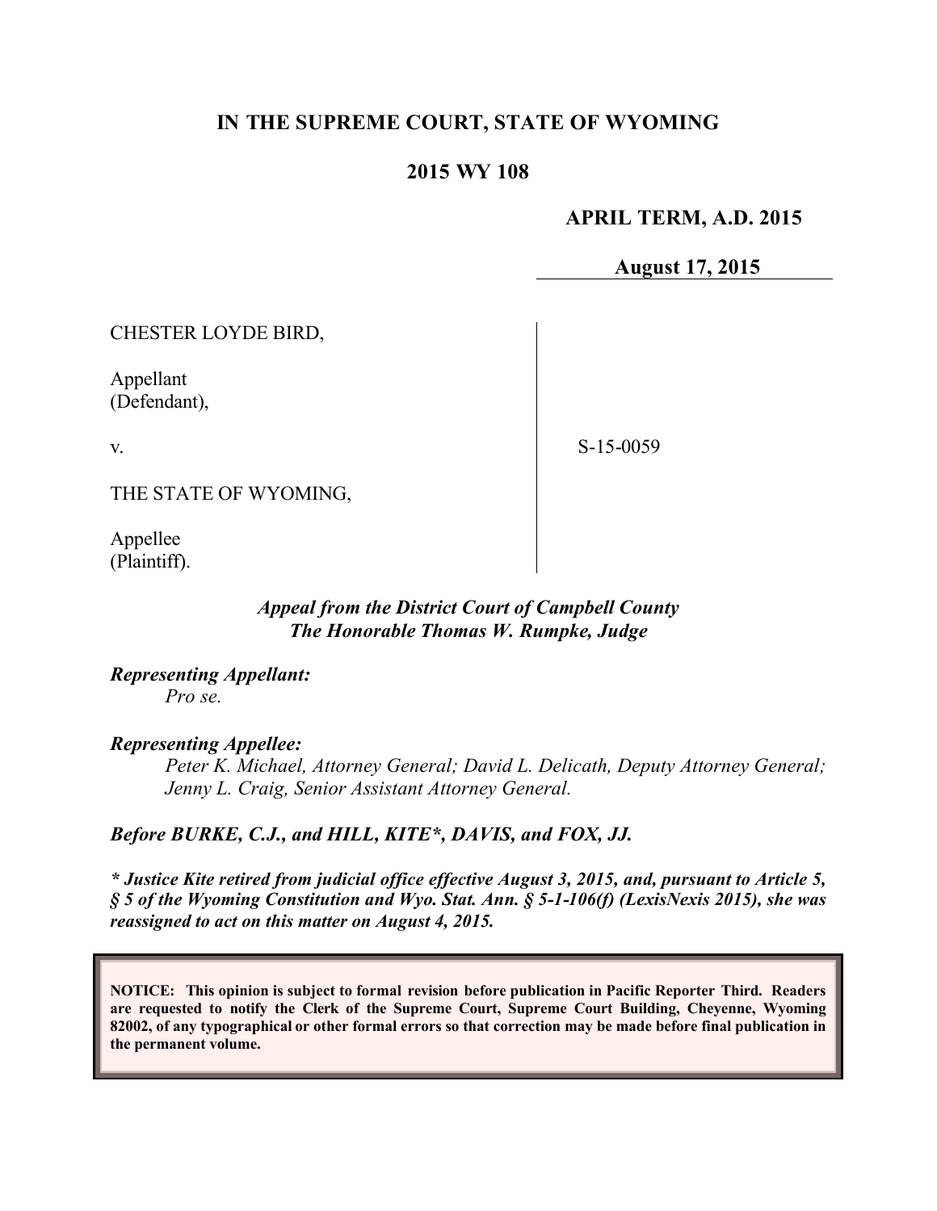**IN THE SUPREME COURT, STATE OF WYOMING**

**2015 WY 108**

**APRIL TERM, A.D. 2015**

**August 17, 2015**

CHESTER LOYDE BIRD,

Appellant
(Defendant),

v.

THE STATE OF WYOMING,

Appellee
(Plaintiff).

S-15-0059

***Appeal from the District Court of Campbell County***
***The Honorable Thomas W. Rumpke, Judge***

***Representing Appellant:***
*Pro se.*

***Representing Appellee:***
*Peter K. Michael, Attorney General; David L. Delicath, Deputy Attorney General; Jenny L. Craig, Senior Assistant Attorney General.*

***Before BURKE, C.J., and HILL, KITE\*, DAVIS, and FOX, JJ.***

***\* Justice Kite retired from judicial office effective August 3, 2015, and, pursuant to Article 5, § 5 of the Wyoming Constitution and Wyo. Stat. Ann. § 5-1-106(f) (LexisNexis 2015), she was reassigned to act on this matter on August 4, 2015.***

**NOTICE: This opinion is subject to formal revision before publication in Pacific Reporter Third. Readers are requested to notify the Clerk of the Supreme Court, Supreme Court Building, Cheyenne, Wyoming 82002, of any typographical or other formal errors so that correction may be made before final publication in the permanent volume.**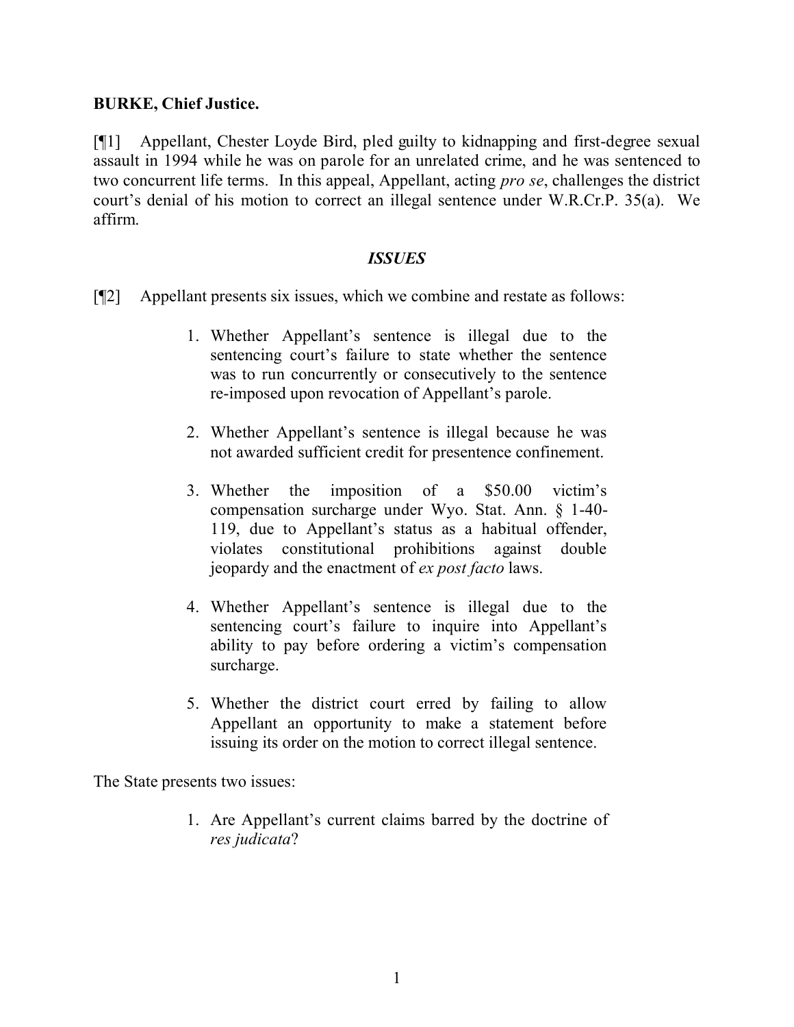**BURKE, Chief Justice.**

[¶1] Appellant, Chester Loyde Bird, pled guilty to kidnapping and first-degree sexual assault in 1994 while he was on parole for an unrelated crime, and he was sentenced to two concurrent life terms. In this appeal, Appellant, acting *pro se*, challenges the district court's denial of his motion to correct an illegal sentence under W.R.Cr.P. 35(a). We affirm.

## *ISSUES*

[¶2] Appellant presents six issues, which we combine and restate as follows:

> 1. Whether Appellant's sentence is illegal due to the sentencing court's failure to state whether the sentence was to run concurrently or consecutively to the sentence re-imposed upon revocation of Appellant's parole.
>
> 2. Whether Appellant's sentence is illegal because he was not awarded sufficient credit for presentence confinement.
>
> 3. Whether the imposition of a $50.00 victim's compensation surcharge under Wyo. Stat. Ann. § 1-40-119, due to Appellant's status as a habitual offender, violates constitutional prohibitions against double jeopardy and the enactment of *ex post facto* laws.
>
> 4. Whether Appellant's sentence is illegal due to the sentencing court's failure to inquire into Appellant's ability to pay before ordering a victim's compensation surcharge.
>
> 5. Whether the district court erred by failing to allow Appellant an opportunity to make a statement before issuing its order on the motion to correct illegal sentence.

The State presents two issues:

> 1. Are Appellant's current claims barred by the doctrine of *res judicata*?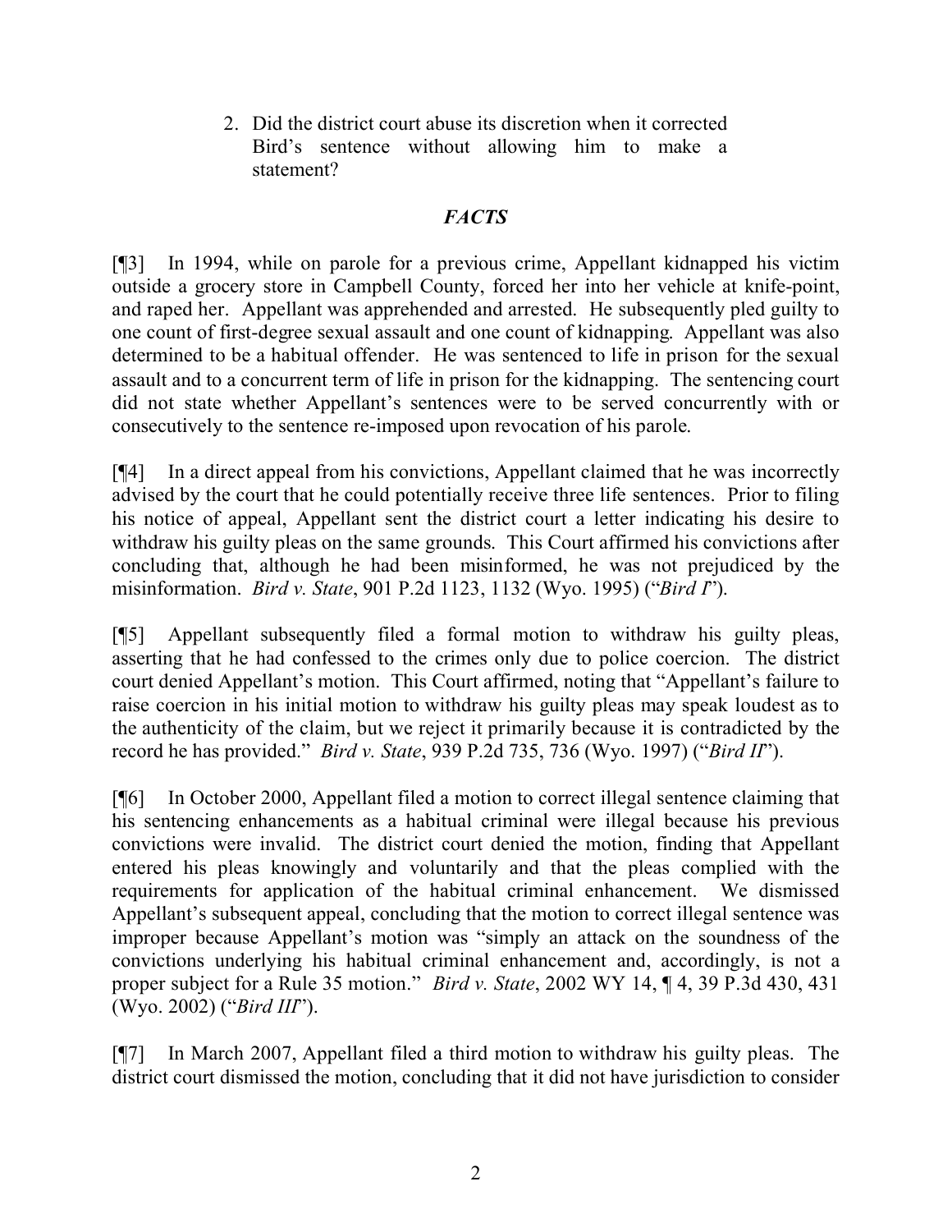2. Did the district court abuse its discretion when it corrected Bird's sentence without allowing him to make a statement?

## *FACTS*

[¶3] In 1994, while on parole for a previous crime, Appellant kidnapped his victim outside a grocery store in Campbell County, forced her into her vehicle at knife-point, and raped her. Appellant was apprehended and arrested. He subsequently pled guilty to one count of first-degree sexual assault and one count of kidnapping. Appellant was also determined to be a habitual offender. He was sentenced to life in prison for the sexual assault and to a concurrent term of life in prison for the kidnapping. The sentencing court did not state whether Appellant's sentences were to be served concurrently with or consecutively to the sentence re-imposed upon revocation of his parole.

[¶4] In a direct appeal from his convictions, Appellant claimed that he was incorrectly advised by the court that he could potentially receive three life sentences. Prior to filing his notice of appeal, Appellant sent the district court a letter indicating his desire to withdraw his guilty pleas on the same grounds. This Court affirmed his convictions after concluding that, although he had been misinformed, he was not prejudiced by the misinformation. *Bird v. State*, 901 P.2d 1123, 1132 (Wyo. 1995) ("*Bird I*").

[¶5] Appellant subsequently filed a formal motion to withdraw his guilty pleas, asserting that he had confessed to the crimes only due to police coercion. The district court denied Appellant's motion. This Court affirmed, noting that "Appellant's failure to raise coercion in his initial motion to withdraw his guilty pleas may speak loudest as to the authenticity of the claim, but we reject it primarily because it is contradicted by the record he has provided." *Bird v. State*, 939 P.2d 735, 736 (Wyo. 1997) ("*Bird II*").

[¶6] In October 2000, Appellant filed a motion to correct illegal sentence claiming that his sentencing enhancements as a habitual criminal were illegal because his previous convictions were invalid. The district court denied the motion, finding that Appellant entered his pleas knowingly and voluntarily and that the pleas complied with the requirements for application of the habitual criminal enhancement. We dismissed Appellant's subsequent appeal, concluding that the motion to correct illegal sentence was improper because Appellant's motion was "simply an attack on the soundness of the convictions underlying his habitual criminal enhancement and, accordingly, is not a proper subject for a Rule 35 motion." *Bird v. State*, 2002 WY 14, ¶ 4, 39 P.3d 430, 431 (Wyo. 2002) ("*Bird III*").

[¶7] In March 2007, Appellant filed a third motion to withdraw his guilty pleas. The district court dismissed the motion, concluding that it did not have jurisdiction to consider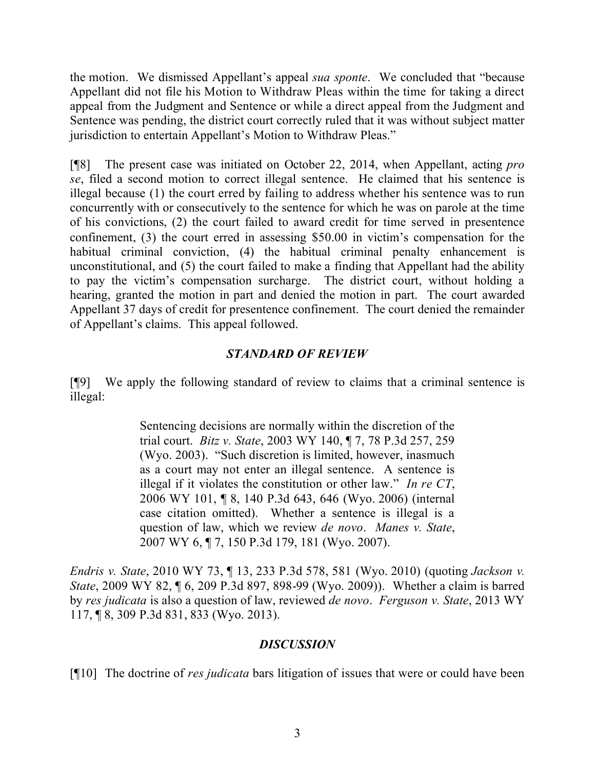the motion. We dismissed Appellant's appeal *sua sponte*. We concluded that "because Appellant did not file his Motion to Withdraw Pleas within the time for taking a direct appeal from the Judgment and Sentence or while a direct appeal from the Judgment and Sentence was pending, the district court correctly ruled that it was without subject matter jurisdiction to entertain Appellant's Motion to Withdraw Pleas."

[¶8] The present case was initiated on October 22, 2014, when Appellant, acting *pro se*, filed a second motion to correct illegal sentence. He claimed that his sentence is illegal because (1) the court erred by failing to address whether his sentence was to run concurrently with or consecutively to the sentence for which he was on parole at the time of his convictions, (2) the court failed to award credit for time served in presentence confinement, (3) the court erred in assessing $50.00 in victim's compensation for the habitual criminal conviction, (4) the habitual criminal penalty enhancement is unconstitutional, and (5) the court failed to make a finding that Appellant had the ability to pay the victim's compensation surcharge. The district court, without holding a hearing, granted the motion in part and denied the motion in part. The court awarded Appellant 37 days of credit for presentence confinement. The court denied the remainder of Appellant's claims. This appeal followed.

## *STANDARD OF REVIEW*

[¶9] We apply the following standard of review to claims that a criminal sentence is illegal:

> Sentencing decisions are normally within the discretion of the trial court. *Bitz v. State*, 2003 WY 140, ¶ 7, 78 P.3d 257, 259 (Wyo. 2003). "Such discretion is limited, however, inasmuch as a court may not enter an illegal sentence. A sentence is illegal if it violates the constitution or other law." *In re CT*, 2006 WY 101, ¶ 8, 140 P.3d 643, 646 (Wyo. 2006) (internal case citation omitted). Whether a sentence is illegal is a question of law, which we review *de novo*. *Manes v. State*, 2007 WY 6, ¶ 7, 150 P.3d 179, 181 (Wyo. 2007).

*Endris v. State*, 2010 WY 73, ¶ 13, 233 P.3d 578, 581 (Wyo. 2010) (quoting *Jackson v. State*, 2009 WY 82, ¶ 6, 209 P.3d 897, 898-99 (Wyo. 2009)). Whether a claim is barred by *res judicata* is also a question of law, reviewed *de novo*. *Ferguson v. State*, 2013 WY 117, ¶ 8, 309 P.3d 831, 833 (Wyo. 2013).

## *DISCUSSION*

[¶10] The doctrine of *res judicata* bars litigation of issues that were or could have been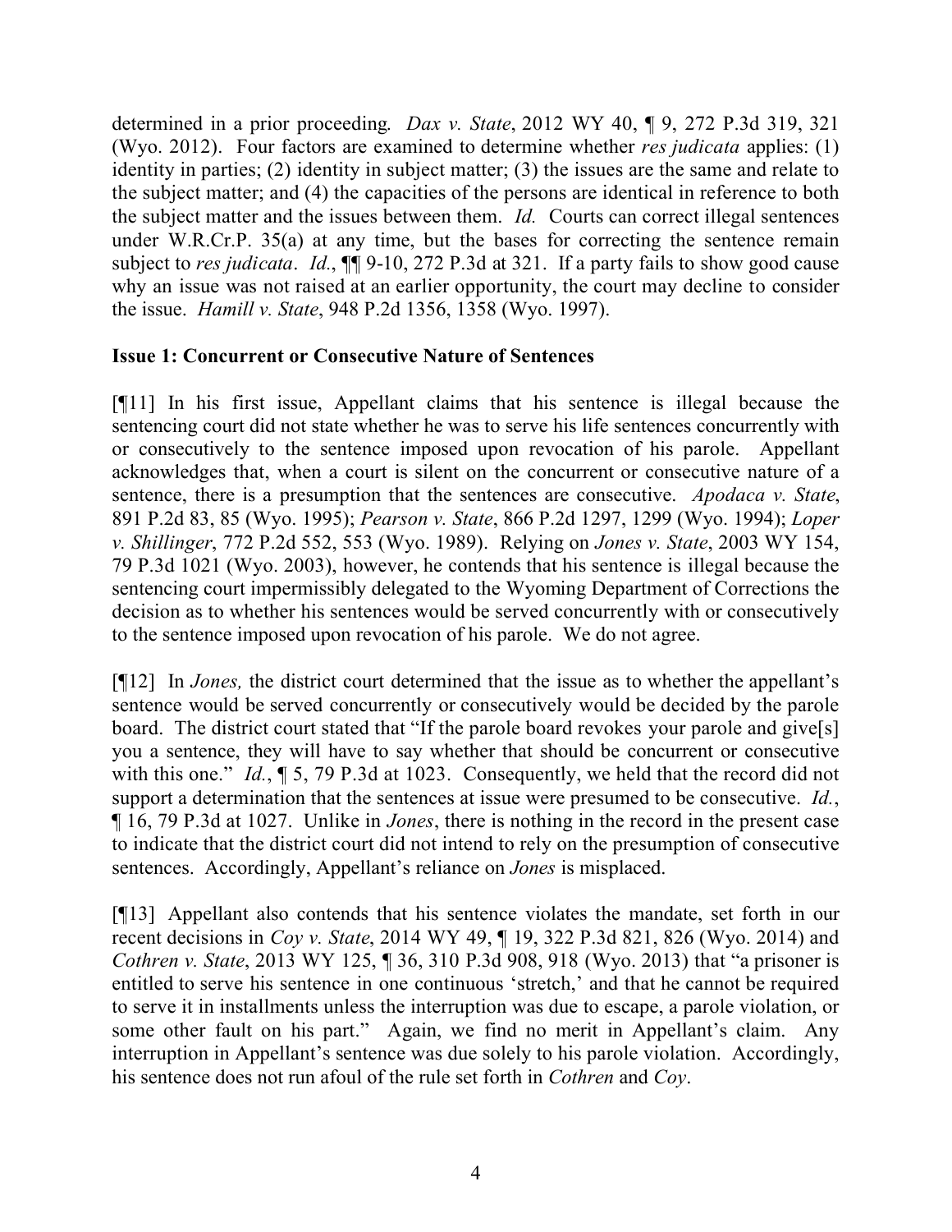determined in a prior proceeding. *Dax v. State*, 2012 WY 40, ¶ 9, 272 P.3d 319, 321 (Wyo. 2012). Four factors are examined to determine whether *res judicata* applies: (1) identity in parties; (2) identity in subject matter; (3) the issues are the same and relate to the subject matter; and (4) the capacities of the persons are identical in reference to both the subject matter and the issues between them. *Id.* Courts can correct illegal sentences under W.R.Cr.P. 35(a) at any time, but the bases for correcting the sentence remain subject to *res judicata*. *Id.*, ¶¶ 9-10, 272 P.3d at 321. If a party fails to show good cause why an issue was not raised at an earlier opportunity, the court may decline to consider the issue. *Hamill v. State*, 948 P.2d 1356, 1358 (Wyo. 1997).

### Issue 1: Concurrent or Consecutive Nature of Sentences

[¶11] In his first issue, Appellant claims that his sentence is illegal because the sentencing court did not state whether he was to serve his life sentences concurrently with or consecutively to the sentence imposed upon revocation of his parole. Appellant acknowledges that, when a court is silent on the concurrent or consecutive nature of a sentence, there is a presumption that the sentences are consecutive. *Apodaca v. State*, 891 P.2d 83, 85 (Wyo. 1995); *Pearson v. State*, 866 P.2d 1297, 1299 (Wyo. 1994); *Loper v. Shillinger*, 772 P.2d 552, 553 (Wyo. 1989). Relying on *Jones v. State*, 2003 WY 154, 79 P.3d 1021 (Wyo. 2003), however, he contends that his sentence is illegal because the sentencing court impermissibly delegated to the Wyoming Department of Corrections the decision as to whether his sentences would be served concurrently with or consecutively to the sentence imposed upon revocation of his parole. We do not agree.

[¶12] In *Jones,* the district court determined that the issue as to whether the appellant's sentence would be served concurrently or consecutively would be decided by the parole board. The district court stated that "If the parole board revokes your parole and give[s] you a sentence, they will have to say whether that should be concurrent or consecutive with this one." *Id.*, ¶ 5, 79 P.3d at 1023. Consequently, we held that the record did not support a determination that the sentences at issue were presumed to be consecutive. *Id.*, ¶ 16, 79 P.3d at 1027. Unlike in *Jones*, there is nothing in the record in the present case to indicate that the district court did not intend to rely on the presumption of consecutive sentences. Accordingly, Appellant's reliance on *Jones* is misplaced.

[¶13] Appellant also contends that his sentence violates the mandate, set forth in our recent decisions in *Coy v. State*, 2014 WY 49, ¶ 19, 322 P.3d 821, 826 (Wyo. 2014) and *Cothren v. State*, 2013 WY 125, ¶ 36, 310 P.3d 908, 918 (Wyo. 2013) that "a prisoner is entitled to serve his sentence in one continuous 'stretch,' and that he cannot be required to serve it in installments unless the interruption was due to escape, a parole violation, or some other fault on his part." Again, we find no merit in Appellant's claim. Any interruption in Appellant's sentence was due solely to his parole violation. Accordingly, his sentence does not run afoul of the rule set forth in *Cothren* and *Coy*.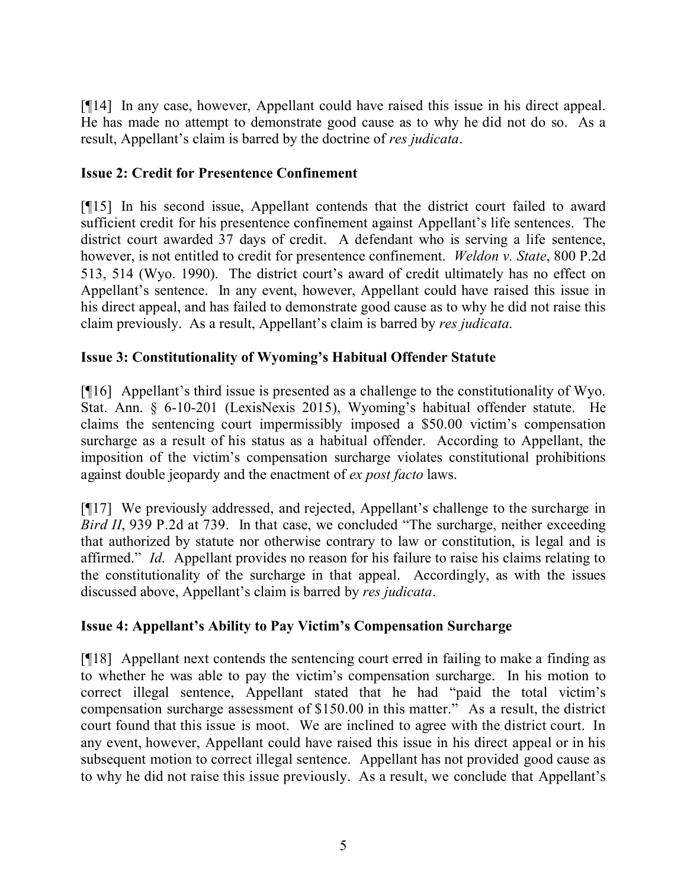[¶14] In any case, however, Appellant could have raised this issue in his direct appeal. He has made no attempt to demonstrate good cause as to why he did not do so. As a result, Appellant's claim is barred by the doctrine of *res judicata*.

**Issue 2: Credit for Presentence Confinement**

[¶15] In his second issue, Appellant contends that the district court failed to award sufficient credit for his presentence confinement against Appellant's life sentences. The district court awarded 37 days of credit. A defendant who is serving a life sentence, however, is not entitled to credit for presentence confinement. *Weldon v. State*, 800 P.2d 513, 514 (Wyo. 1990). The district court's award of credit ultimately has no effect on Appellant's sentence. In any event, however, Appellant could have raised this issue in his direct appeal, and has failed to demonstrate good cause as to why he did not raise this claim previously. As a result, Appellant's claim is barred by *res judicata.*

**Issue 3: Constitutionality of Wyoming's Habitual Offender Statute**

[¶16] Appellant's third issue is presented as a challenge to the constitutionality of Wyo. Stat. Ann. § 6-10-201 (LexisNexis 2015), Wyoming's habitual offender statute. He claims the sentencing court impermissibly imposed a $50.00 victim's compensation surcharge as a result of his status as a habitual offender. According to Appellant, the imposition of the victim's compensation surcharge violates constitutional prohibitions against double jeopardy and the enactment of *ex post facto* laws.

[¶17] We previously addressed, and rejected, Appellant's challenge to the surcharge in *Bird II*, 939 P.2d at 739. In that case, we concluded "The surcharge, neither exceeding that authorized by statute nor otherwise contrary to law or constitution, is legal and is affirmed." *Id.* Appellant provides no reason for his failure to raise his claims relating to the constitutionality of the surcharge in that appeal. Accordingly, as with the issues discussed above, Appellant's claim is barred by *res judicata*.

**Issue 4: Appellant's Ability to Pay Victim's Compensation Surcharge**

[¶18] Appellant next contends the sentencing court erred in failing to make a finding as to whether he was able to pay the victim's compensation surcharge. In his motion to correct illegal sentence, Appellant stated that he had "paid the total victim's compensation surcharge assessment of $150.00 in this matter." As a result, the district court found that this issue is moot. We are inclined to agree with the district court. In any event, however, Appellant could have raised this issue in his direct appeal or in his subsequent motion to correct illegal sentence. Appellant has not provided good cause as to why he did not raise this issue previously. As a result, we conclude that Appellant's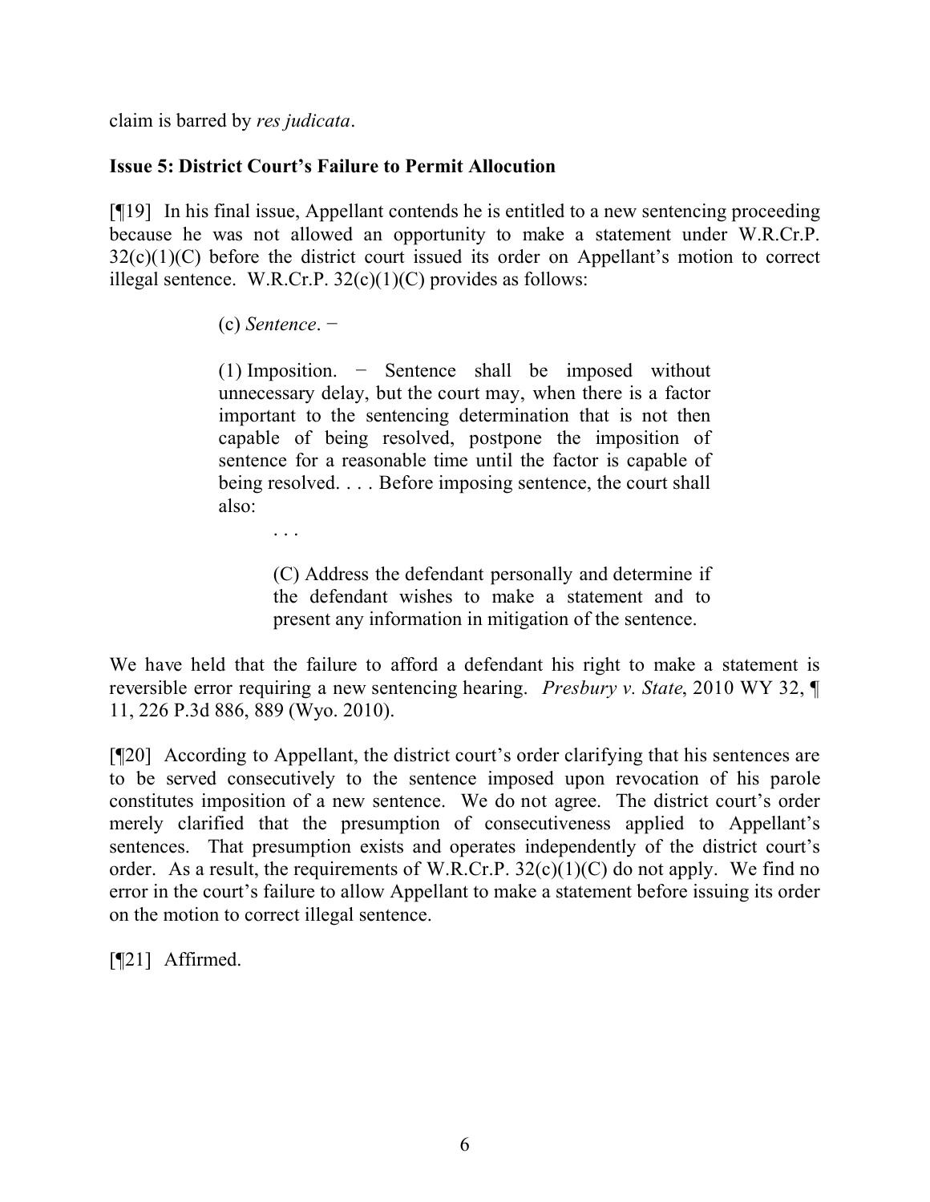claim is barred by *res judicata*.

**Issue 5: District Court's Failure to Permit Allocution**

[¶19] In his final issue, Appellant contends he is entitled to a new sentencing proceeding because he was not allowed an opportunity to make a statement under W.R.Cr.P. 32(c)(1)(C) before the district court issued its order on Appellant's motion to correct illegal sentence. W.R.Cr.P. 32(c)(1)(C) provides as follows:

> (c) *Sentence*. −
>
> (1) Imposition. − Sentence shall be imposed without unnecessary delay, but the court may, when there is a factor important to the sentencing determination that is not then capable of being resolved, postpone the imposition of sentence for a reasonable time until the factor is capable of being resolved. . . . Before imposing sentence, the court shall also:
>
> > . . .
> >
> > (C) Address the defendant personally and determine if the defendant wishes to make a statement and to present any information in mitigation of the sentence.

We have held that the failure to afford a defendant his right to make a statement is reversible error requiring a new sentencing hearing. *Presbury v. State*, 2010 WY 32, ¶ 11, 226 P.3d 886, 889 (Wyo. 2010).

[¶20] According to Appellant, the district court's order clarifying that his sentences are to be served consecutively to the sentence imposed upon revocation of his parole constitutes imposition of a new sentence. We do not agree. The district court's order merely clarified that the presumption of consecutiveness applied to Appellant's sentences. That presumption exists and operates independently of the district court's order. As a result, the requirements of W.R.Cr.P. 32(c)(1)(C) do not apply. We find no error in the court's failure to allow Appellant to make a statement before issuing its order on the motion to correct illegal sentence.

[¶21] Affirmed.